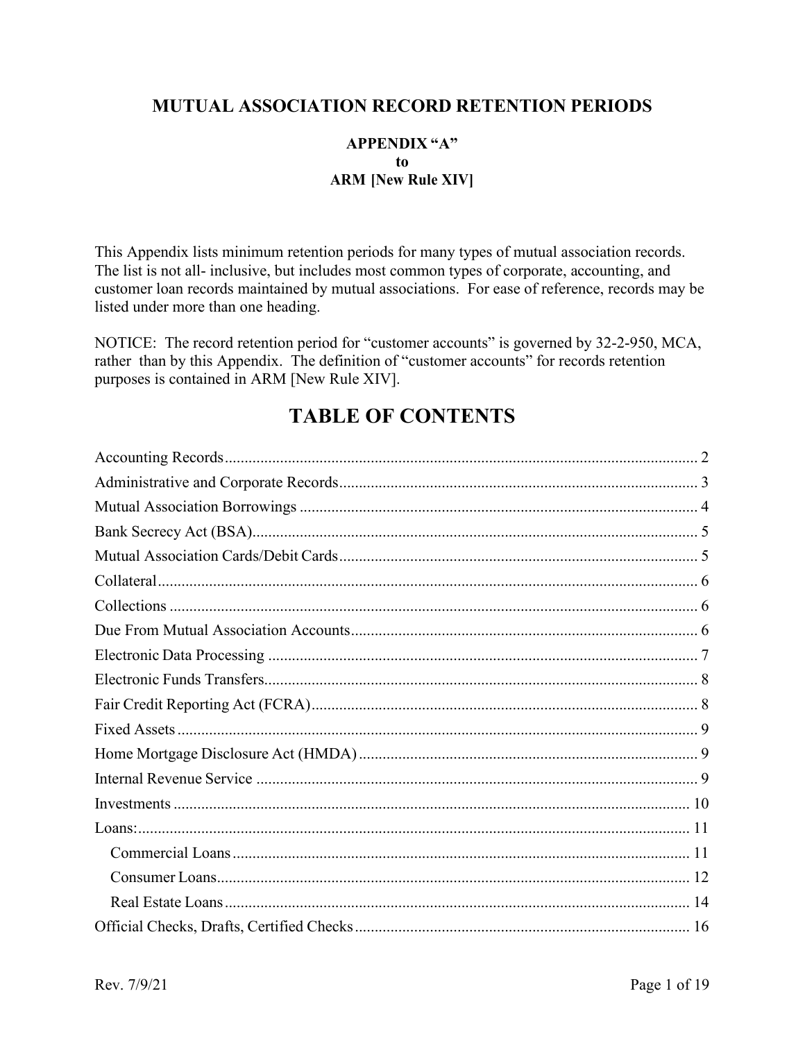# MUTUAL ASSOCIATION RECORD RETENTION PERIODS

**APPENDIX "A"**
**to**
**ARM [New Rule XIV]**

This Appendix lists minimum retention periods for many types of mutual association records. The list is not all- inclusive, but includes most common types of corporate, accounting, and customer loan records maintained by mutual associations. For ease of reference, records may be listed under more than one heading.

NOTICE: The record retention period for "customer accounts" is governed by 32-2-950, MCA, rather than by this Appendix. The definition of "customer accounts" for records retention purposes is contained in ARM [New Rule XIV].

## TABLE OF CONTENTS

- Accounting Records ........ 2
- Administrative and Corporate Records ........ 3
- Mutual Association Borrowings ........ 4
- Bank Secrecy Act (BSA) ........ 5
- Mutual Association Cards/Debit Cards ........ 5
- Collateral ........ 6
- Collections ........ 6
- Due From Mutual Association Accounts ........ 6
- Electronic Data Processing ........ 7
- Electronic Funds Transfers ........ 8
- Fair Credit Reporting Act (FCRA) ........ 8
- Fixed Assets ........ 9
- Home Mortgage Disclosure Act (HMDA) ........ 9
- Internal Revenue Service ........ 9
- Investments ........ 10
- Loans: ........ 11
  - Commercial Loans ........ 11
  - Consumer Loans ........ 12
  - Real Estate Loans ........ 14
- Official Checks, Drafts, Certified Checks ........ 16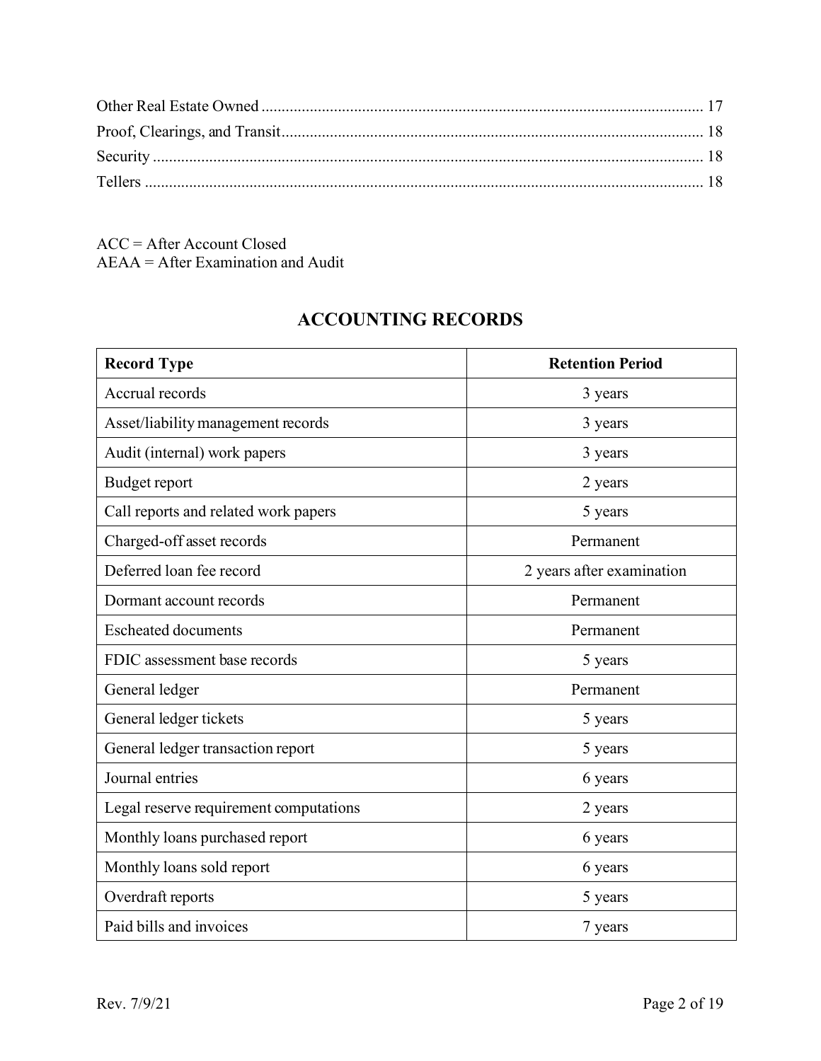Other Real Estate Owned ............................................................................................................ 17
Proof, Clearings, and Transit........................................................................................................ 18
Security ....................................................................................................................................... 18
Tellers ......................................................................................................................................... 18

ACC = After Account Closed
AEAA = After Examination and Audit

## ACCOUNTING RECORDS

| Record Type | Retention Period |
|---|---|
| Accrual records | 3 years |
| Asset/liability management records | 3 years |
| Audit (internal) work papers | 3 years |
| Budget report | 2 years |
| Call reports and related work papers | 5 years |
| Charged-off asset records | Permanent |
| Deferred loan fee record | 2 years after examination |
| Dormant account records | Permanent |
| Escheated documents | Permanent |
| FDIC assessment base records | 5 years |
| General ledger | Permanent |
| General ledger tickets | 5 years |
| General ledger transaction report | 5 years |
| Journal entries | 6 years |
| Legal reserve requirement computations | 2 years |
| Monthly loans purchased report | 6 years |
| Monthly loans sold report | 6 years |
| Overdraft reports | 5 years |
| Paid bills and invoices | 7 years |

Rev. 7/9/21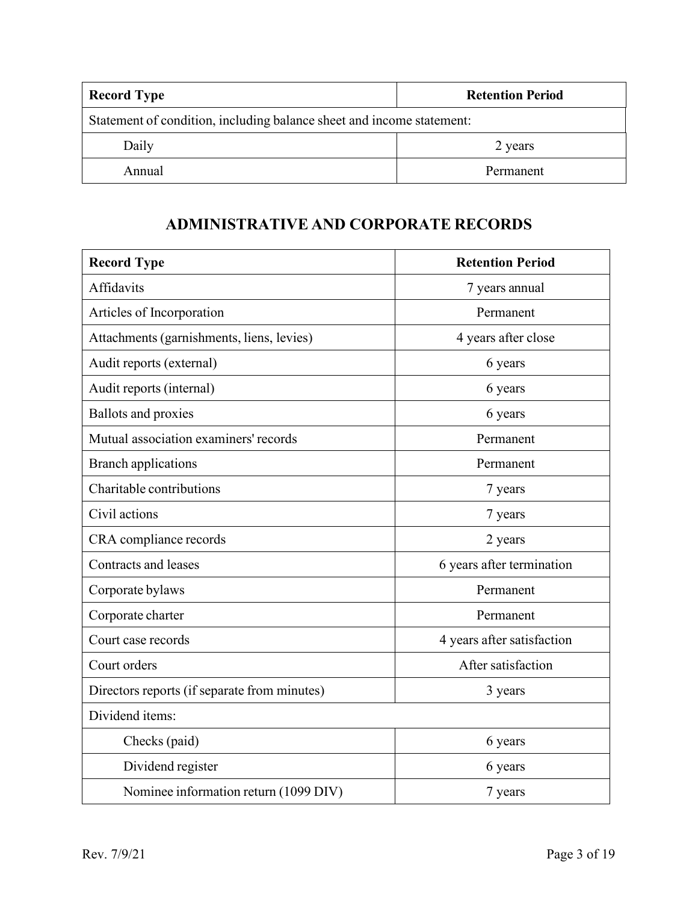| Record Type | Retention Period |
| --- | --- |
| Statement of condition, including balance sheet and income statement: | |
| Daily | 2 years |
| Annual | Permanent |

## ADMINISTRATIVE AND CORPORATE RECORDS

| Record Type | Retention Period |
| --- | --- |
| Affidavits | 7 years annual |
| Articles of Incorporation | Permanent |
| Attachments (garnishments, liens, levies) | 4 years after close |
| Audit reports (external) | 6 years |
| Audit reports (internal) | 6 years |
| Ballots and proxies | 6 years |
| Mutual association examiners' records | Permanent |
| Branch applications | Permanent |
| Charitable contributions | 7 years |
| Civil actions | 7 years |
| CRA compliance records | 2 years |
| Contracts and leases | 6 years after termination |
| Corporate bylaws | Permanent |
| Corporate charter | Permanent |
| Court case records | 4 years after satisfaction |
| Court orders | After satisfaction |
| Directors reports (if separate from minutes) | 3 years |
| Dividend items: | |
| Checks (paid) | 6 years |
| Dividend register | 6 years |
| Nominee information return (1099 DIV) | 7 years |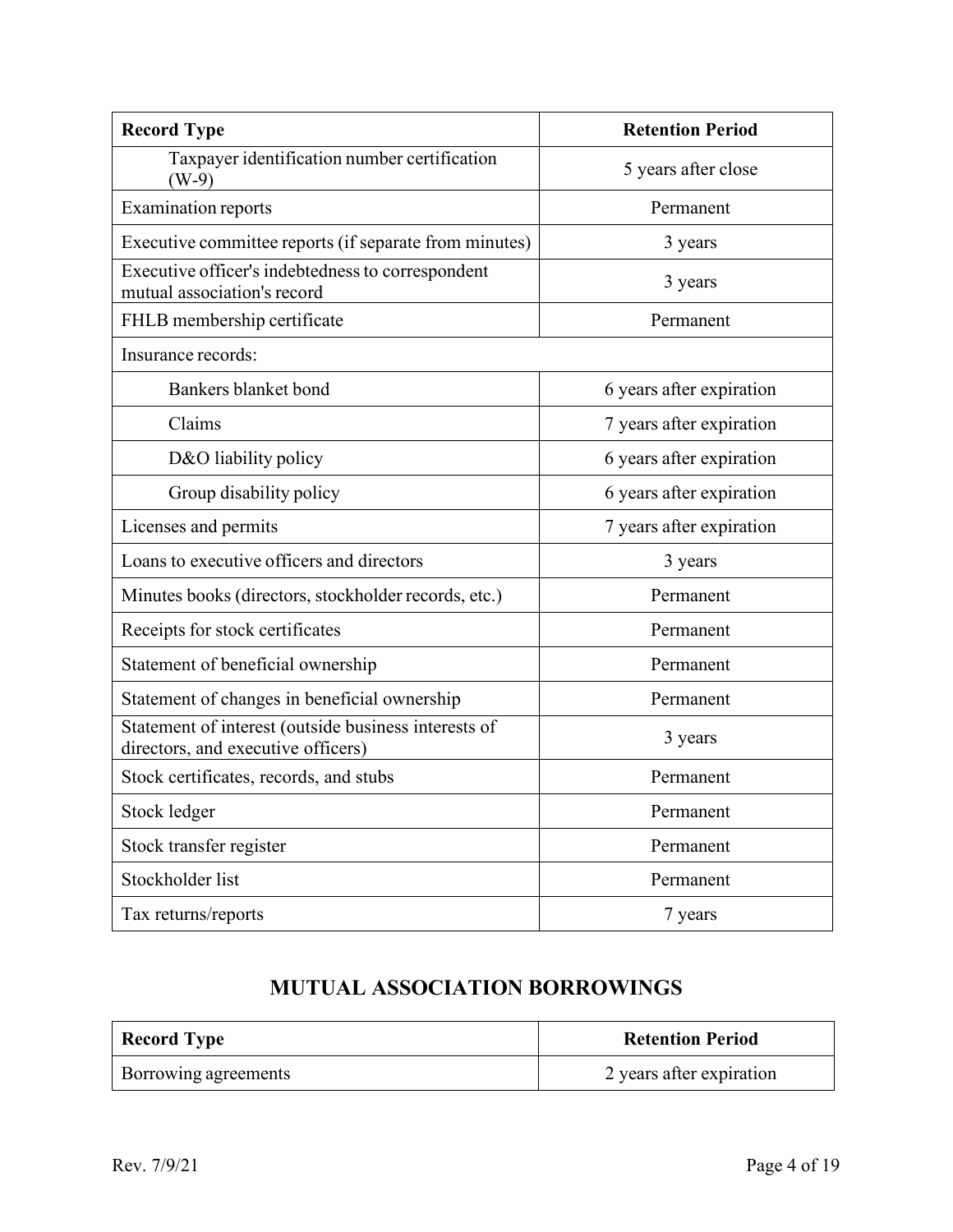| Record Type | Retention Period |
|---|---|
| Taxpayer identification number certification (W-9) | 5 years after close |
| Examination reports | Permanent |
| Executive committee reports (if separate from minutes) | 3 years |
| Executive officer's indebtedness to correspondent mutual association's record | 3 years |
| FHLB membership certificate | Permanent |
| Insurance records: | |
| Bankers blanket bond | 6 years after expiration |
| Claims | 7 years after expiration |
| D&O liability policy | 6 years after expiration |
| Group disability policy | 6 years after expiration |
| Licenses and permits | 7 years after expiration |
| Loans to executive officers and directors | 3 years |
| Minutes books (directors, stockholder records, etc.) | Permanent |
| Receipts for stock certificates | Permanent |
| Statement of beneficial ownership | Permanent |
| Statement of changes in beneficial ownership | Permanent |
| Statement of interest (outside business interests of directors, and executive officers) | 3 years |
| Stock certificates, records, and stubs | Permanent |
| Stock ledger | Permanent |
| Stock transfer register | Permanent |
| Stockholder list | Permanent |
| Tax returns/reports | 7 years |

## MUTUAL ASSOCIATION BORROWINGS

| Record Type | Retention Period |
|---|---|
| Borrowing agreements | 2 years after expiration |

Rev. 7/9/21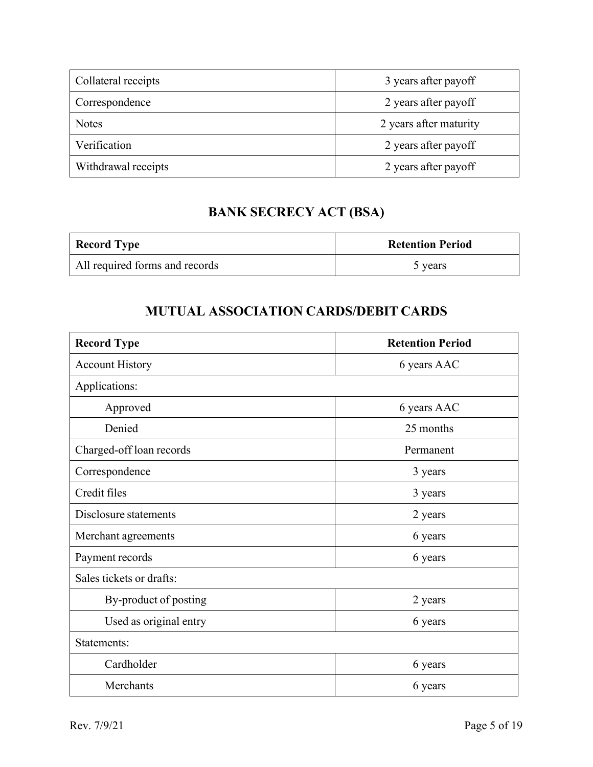| | |
|---|---|
| Collateral receipts | 3 years after payoff |
| Correspondence | 2 years after payoff |
| Notes | 2 years after maturity |
| Verification | 2 years after payoff |
| Withdrawal receipts | 2 years after payoff |

## BANK SECRECY ACT (BSA)

| Record Type | Retention Period |
|---|---|
| All required forms and records | 5 years |

## MUTUAL ASSOCIATION CARDS/DEBIT CARDS

| Record Type | Retention Period |
|---|---|
| Account History | 6 years AAC |
| Applications: | |
| Approved | 6 years AAC |
| Denied | 25 months |
| Charged-off loan records | Permanent |
| Correspondence | 3 years |
| Credit files | 3 years |
| Disclosure statements | 2 years |
| Merchant agreements | 6 years |
| Payment records | 6 years |
| Sales tickets or drafts: | |
| By-product of posting | 2 years |
| Used as original entry | 6 years |
| Statements: | |
| Cardholder | 6 years |
| Merchants | 6 years |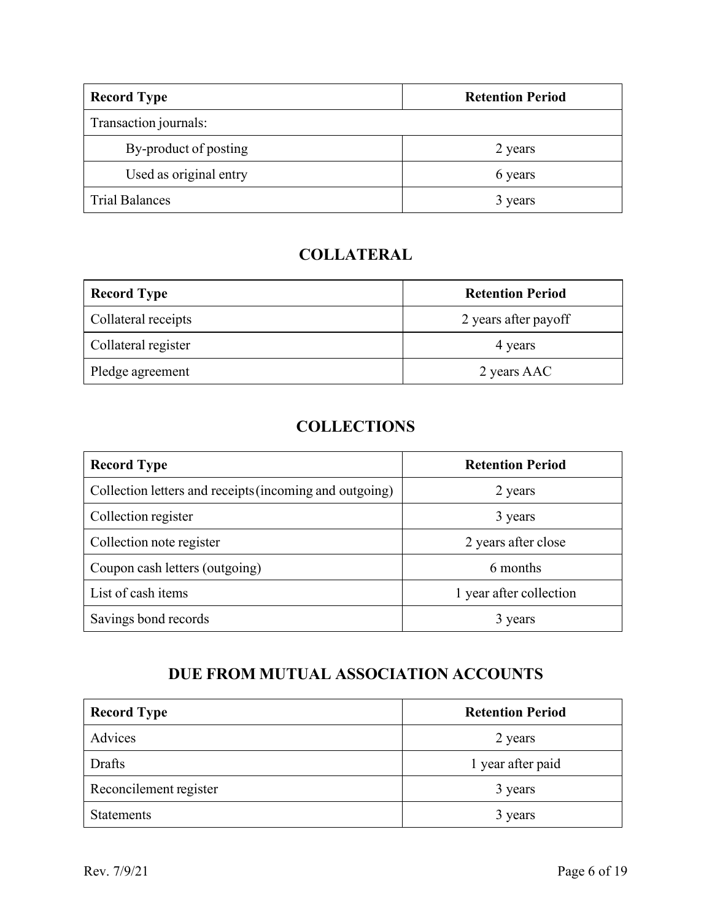| Record Type | Retention Period |
|---|---|
| Transaction journals: | |
| By-product of posting | 2 years |
| Used as original entry | 6 years |
| Trial Balances | 3 years |

## COLLATERAL

| Record Type | Retention Period |
|---|---|
| Collateral receipts | 2 years after payoff |
| Collateral register | 4 years |
| Pledge agreement | 2 years AAC |

## COLLECTIONS

| Record Type | Retention Period |
|---|---|
| Collection letters and receipts (incoming and outgoing) | 2 years |
| Collection register | 3 years |
| Collection note register | 2 years after close |
| Coupon cash letters (outgoing) | 6 months |
| List of cash items | 1 year after collection |
| Savings bond records | 3 years |

## DUE FROM MUTUAL ASSOCIATION ACCOUNTS

| Record Type | Retention Period |
|---|---|
| Advices | 2 years |
| Drafts | 1 year after paid |
| Reconcilement register | 3 years |
| Statements | 3 years |

Rev. 7/9/21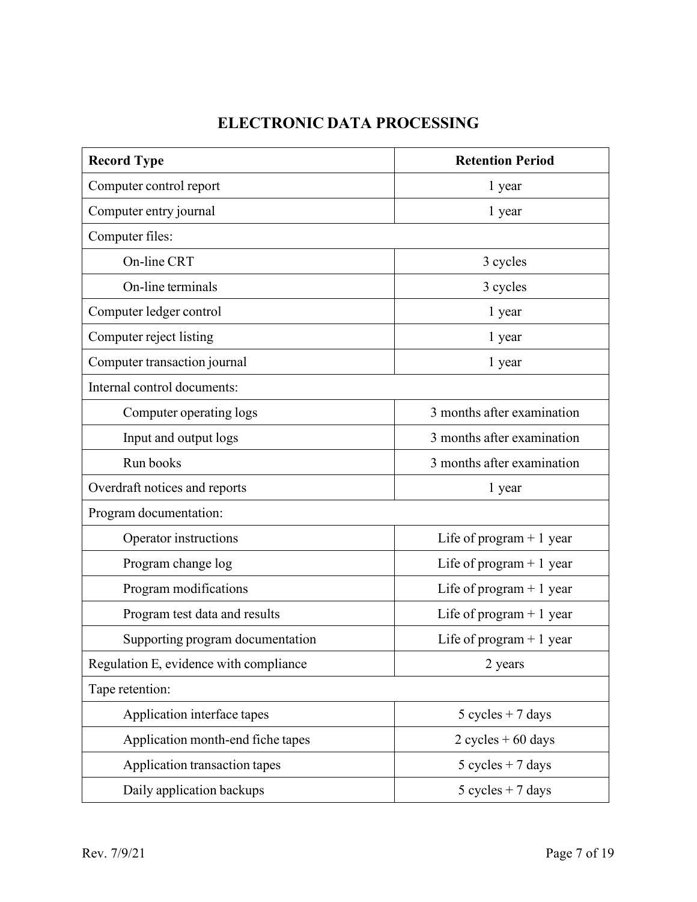## ELECTRONIC DATA PROCESSING

| Record Type | Retention Period |
| --- | --- |
| Computer control report | 1 year |
| Computer entry journal | 1 year |
| Computer files: | |
| On-line CRT | 3 cycles |
| On-line terminals | 3 cycles |
| Computer ledger control | 1 year |
| Computer reject listing | 1 year |
| Computer transaction journal | 1 year |
| Internal control documents: | |
| Computer operating logs | 3 months after examination |
| Input and output logs | 3 months after examination |
| Run books | 3 months after examination |
| Overdraft notices and reports | 1 year |
| Program documentation: | |
| Operator instructions | Life of program + 1 year |
| Program change log | Life of program + 1 year |
| Program modifications | Life of program + 1 year |
| Program test data and results | Life of program + 1 year |
| Supporting program documentation | Life of program + 1 year |
| Regulation E, evidence with compliance | 2 years |
| Tape retention: | |
| Application interface tapes | 5 cycles + 7 days |
| Application month-end fiche tapes | 2 cycles + 60 days |
| Application transaction tapes | 5 cycles + 7 days |
| Daily application backups | 5 cycles + 7 days |

Rev. 7/9/21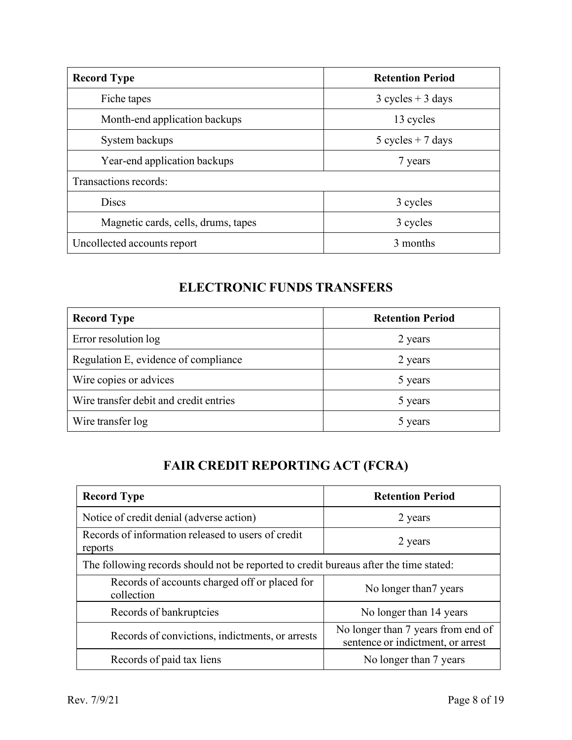| Record Type | Retention Period |
|---|---|
| Fiche tapes | 3 cycles + 3 days |
| Month-end application backups | 13 cycles |
| System backups | 5 cycles + 7 days |
| Year-end application backups | 7 years |
| Transactions records: | |
| Discs | 3 cycles |
| Magnetic cards, cells, drums, tapes | 3 cycles |
| Uncollected accounts report | 3 months |

## ELECTRONIC FUNDS TRANSFERS

| Record Type | Retention Period |
|---|---|
| Error resolution log | 2 years |
| Regulation E, evidence of compliance | 2 years |
| Wire copies or advices | 5 years |
| Wire transfer debit and credit entries | 5 years |
| Wire transfer log | 5 years |

## FAIR CREDIT REPORTING ACT (FCRA)

| Record Type | Retention Period |
|---|---|
| Notice of credit denial (adverse action) | 2 years |
| Records of information released to users of credit reports | 2 years |
| The following records should not be reported to credit bureaus after the time stated: | |
| Records of accounts charged off or placed for collection | No longer than7 years |
| Records of bankruptcies | No longer than 14 years |
| Records of convictions, indictments, or arrests | No longer than 7 years from end of sentence or indictment, or arrest |
| Records of paid tax liens | No longer than 7 years |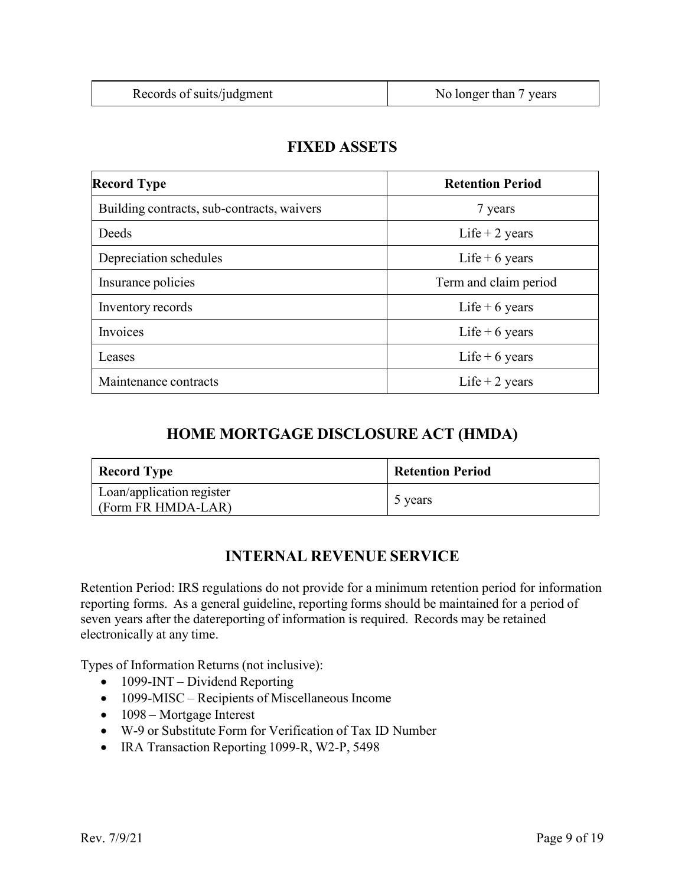| Records of suits/judgment | No longer than 7 years |
|---|---|

## FIXED ASSETS

| Record Type | Retention Period |
|---|---|
| Building contracts, sub-contracts, waivers | 7 years |
| Deeds | Life + 2 years |
| Depreciation schedules | Life + 6 years |
| Insurance policies | Term and claim period |
| Inventory records | Life + 6 years |
| Invoices | Life + 6 years |
| Leases | Life + 6 years |
| Maintenance contracts | Life + 2 years |

## HOME MORTGAGE DISCLOSURE ACT (HMDA)

| Record Type | Retention Period |
|---|---|
| Loan/application register (Form FR HMDA-LAR) | 5 years |

## INTERNAL REVENUE SERVICE

Retention Period: IRS regulations do not provide for a minimum retention period for information reporting forms. As a general guideline, reporting forms should be maintained for a period of seven years after the datereporting of information is required. Records may be retained electronically at any time.

Types of Information Returns (not inclusive):

- 1099-INT – Dividend Reporting
- 1099-MISC – Recipients of Miscellaneous Income
- 1098 – Mortgage Interest
- W-9 or Substitute Form for Verification of Tax ID Number
- IRA Transaction Reporting 1099-R, W2-P, 5498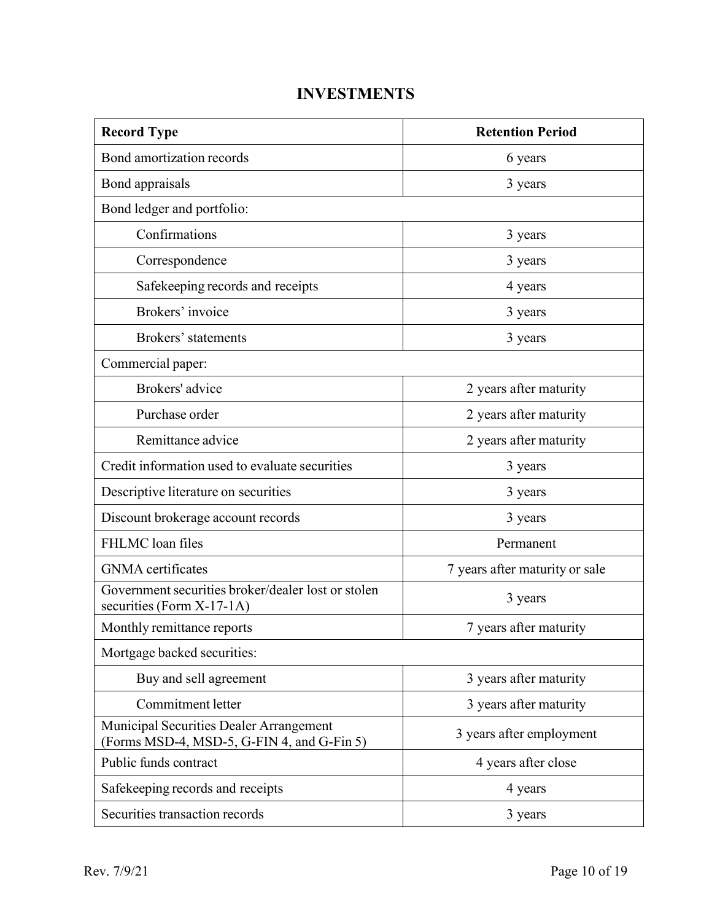# INVESTMENTS

| Record Type | Retention Period |
| --- | --- |
| Bond amortization records | 6 years |
| Bond appraisals | 3 years |
| Bond ledger and portfolio: | |
| Confirmations | 3 years |
| Correspondence | 3 years |
| Safekeeping records and receipts | 4 years |
| Brokers' invoice | 3 years |
| Brokers' statements | 3 years |
| Commercial paper: | |
| Brokers' advice | 2 years after maturity |
| Purchase order | 2 years after maturity |
| Remittance advice | 2 years after maturity |
| Credit information used to evaluate securities | 3 years |
| Descriptive literature on securities | 3 years |
| Discount brokerage account records | 3 years |
| FHLMC loan files | Permanent |
| GNMA certificates | 7 years after maturity or sale |
| Government securities broker/dealer lost or stolen securities (Form X-17-1A) | 3 years |
| Monthly remittance reports | 7 years after maturity |
| Mortgage backed securities: | |
| Buy and sell agreement | 3 years after maturity |
| Commitment letter | 3 years after maturity |
| Municipal Securities Dealer Arrangement (Forms MSD-4, MSD-5, G-FIN 4, and G-Fin 5) | 3 years after employment |
| Public funds contract | 4 years after close |
| Safekeeping records and receipts | 4 years |
| Securities transaction records | 3 years |

Rev. 7/9/21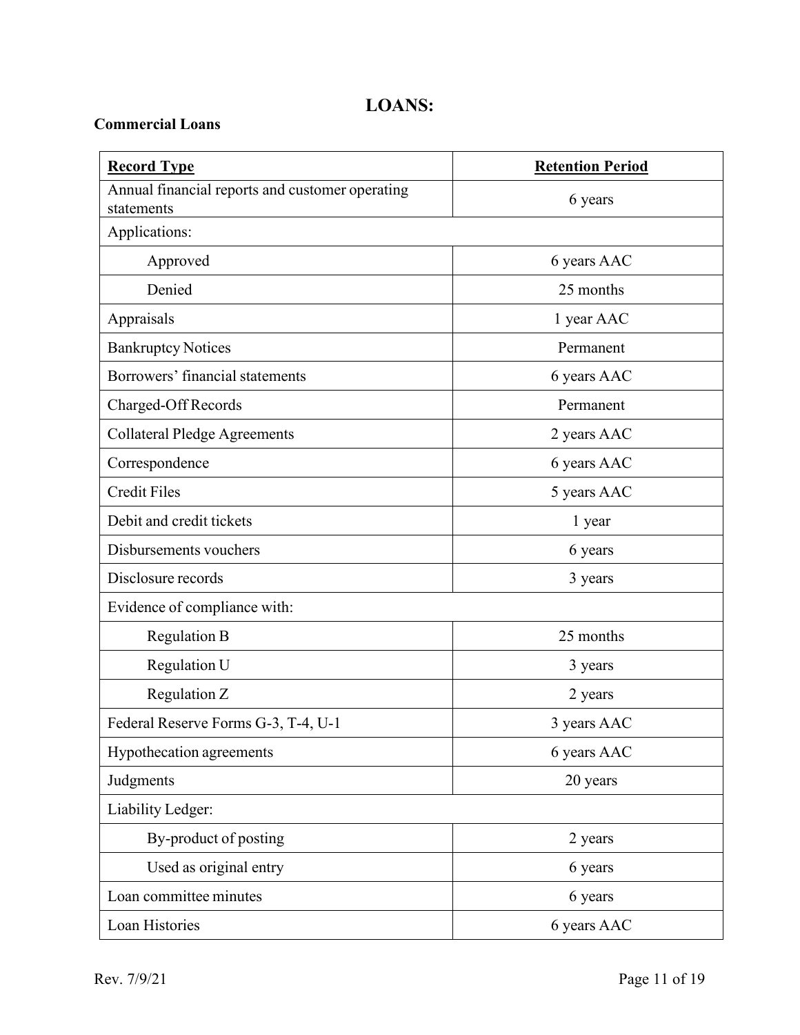# LOANS:

**Commercial Loans**

| **Record Type** | **Retention Period** |
|---|---|
| Annual financial reports and customer operating statements | 6 years |
| Applications: | |
| Approved | 6 years AAC |
| Denied | 25 months |
| Appraisals | 1 year AAC |
| Bankruptcy Notices | Permanent |
| Borrowers' financial statements | 6 years AAC |
| Charged-Off Records | Permanent |
| Collateral Pledge Agreements | 2 years AAC |
| Correspondence | 6 years AAC |
| Credit Files | 5 years AAC |
| Debit and credit tickets | 1 year |
| Disbursements vouchers | 6 years |
| Disclosure records | 3 years |
| Evidence of compliance with: | |
| Regulation B | 25 months |
| Regulation U | 3 years |
| Regulation Z | 2 years |
| Federal Reserve Forms G-3, T-4, U-1 | 3 years AAC |
| Hypothecation agreements | 6 years AAC |
| Judgments | 20 years |
| Liability Ledger: | |
| By-product of posting | 2 years |
| Used as original entry | 6 years |
| Loan committee minutes | 6 years |
| Loan Histories | 6 years AAC |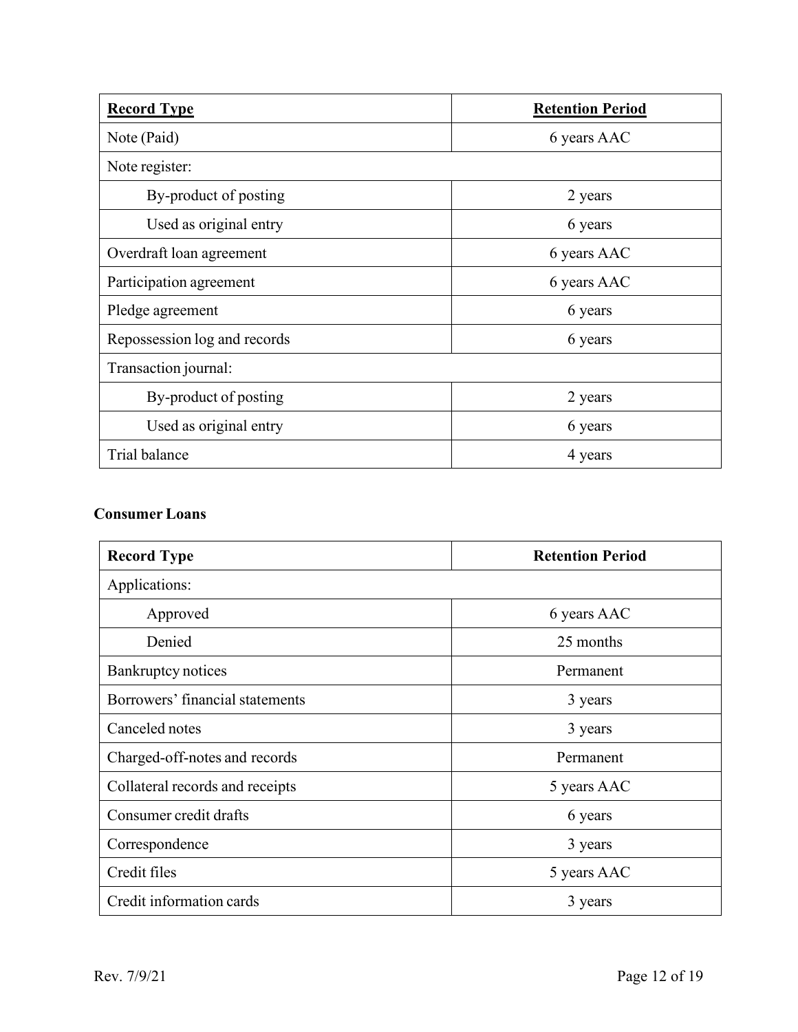| **Record Type** | **Retention Period** |
|---|---|
| Note (Paid) | 6 years AAC |
| Note register: | |
| By-product of posting | 2 years |
| Used as original entry | 6 years |
| Overdraft loan agreement | 6 years AAC |
| Participation agreement | 6 years AAC |
| Pledge agreement | 6 years |
| Repossession log and records | 6 years |
| Transaction journal: | |
| By-product of posting | 2 years |
| Used as original entry | 6 years |
| Trial balance | 4 years |

**Consumer Loans**

| **Record Type** | **Retention Period** |
|---|---|
| Applications: | |
| Approved | 6 years AAC |
| Denied | 25 months |
| Bankruptcy notices | Permanent |
| Borrowers' financial statements | 3 years |
| Canceled notes | 3 years |
| Charged-off-notes and records | Permanent |
| Collateral records and receipts | 5 years AAC |
| Consumer credit drafts | 6 years |
| Correspondence | 3 years |
| Credit files | 5 years AAC |
| Credit information cards | 3 years |

Rev. 7/9/21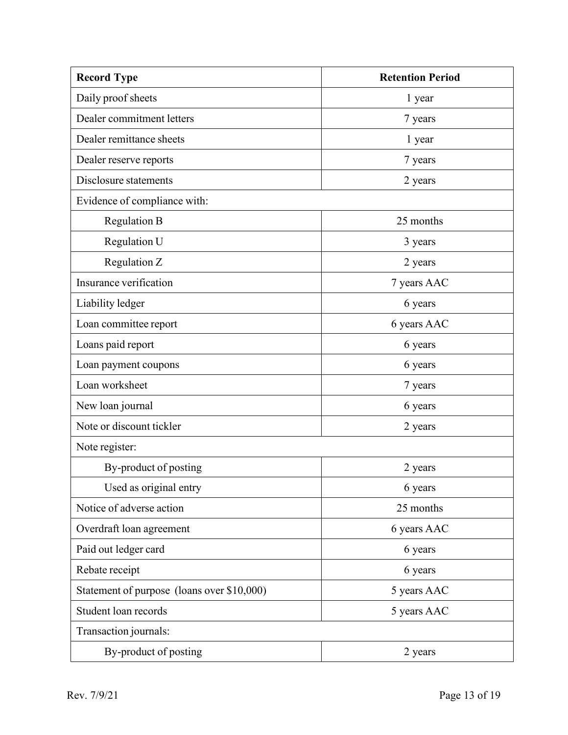| Record Type | Retention Period |
|---|---|
| Daily proof sheets | 1 year |
| Dealer commitment letters | 7 years |
| Dealer remittance sheets | 1 year |
| Dealer reserve reports | 7 years |
| Disclosure statements | 2 years |
| Evidence of compliance with: | |
| Regulation B | 25 months |
| Regulation U | 3 years |
| Regulation Z | 2 years |
| Insurance verification | 7 years AAC |
| Liability ledger | 6 years |
| Loan committee report | 6 years AAC |
| Loans paid report | 6 years |
| Loan payment coupons | 6 years |
| Loan worksheet | 7 years |
| New loan journal | 6 years |
| Note or discount tickler | 2 years |
| Note register: | |
| By-product of posting | 2 years |
| Used as original entry | 6 years |
| Notice of adverse action | 25 months |
| Overdraft loan agreement | 6 years AAC |
| Paid out ledger card | 6 years |
| Rebate receipt | 6 years |
| Statement of purpose (loans over $10,000) | 5 years AAC |
| Student loan records | 5 years AAC |
| Transaction journals: | |
| By-product of posting | 2 years |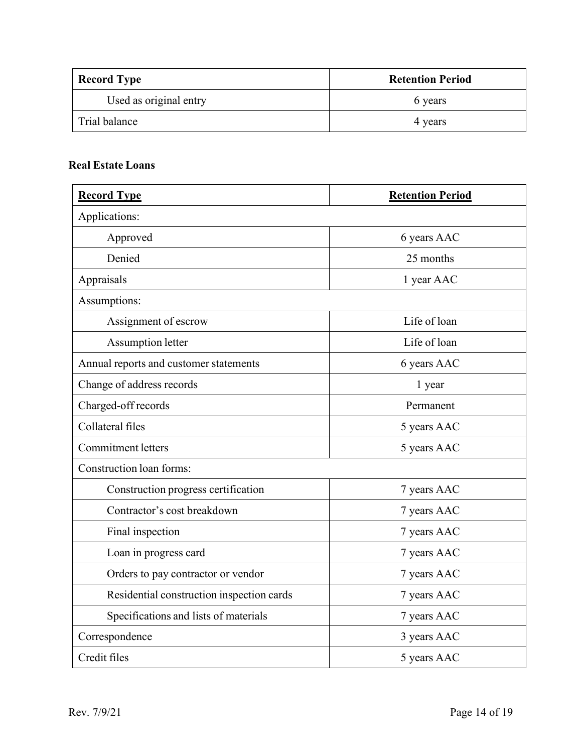| Record Type | Retention Period |
| --- | --- |
| Used as original entry | 6 years |
| Trial balance | 4 years |

**Real Estate Loans**

| Record Type | Retention Period |
| --- | --- |
| Applications: | |
| Approved | 6 years AAC |
| Denied | 25 months |
| Appraisals | 1 year AAC |
| Assumptions: | |
| Assignment of escrow | Life of loan |
| Assumption letter | Life of loan |
| Annual reports and customer statements | 6 years AAC |
| Change of address records | 1 year |
| Charged-off records | Permanent |
| Collateral files | 5 years AAC |
| Commitment letters | 5 years AAC |
| Construction loan forms: | |
| Construction progress certification | 7 years AAC |
| Contractor's cost breakdown | 7 years AAC |
| Final inspection | 7 years AAC |
| Loan in progress card | 7 years AAC |
| Orders to pay contractor or vendor | 7 years AAC |
| Residential construction inspection cards | 7 years AAC |
| Specifications and lists of materials | 7 years AAC |
| Correspondence | 3 years AAC |
| Credit files | 5 years AAC |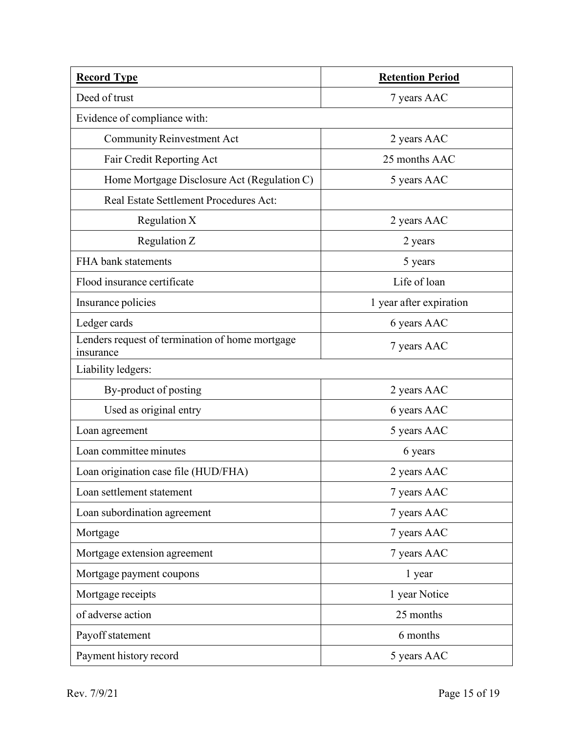| **Record Type** | **Retention Period** |
|---|---|
| Deed of trust | 7 years AAC |
| Evidence of compliance with: | |
| Community Reinvestment Act | 2 years AAC |
| Fair Credit Reporting Act | 25 months AAC |
| Home Mortgage Disclosure Act (Regulation C) | 5 years AAC |
| Real Estate Settlement Procedures Act: | |
| Regulation X | 2 years AAC |
| Regulation Z | 2 years |
| FHA bank statements | 5 years |
| Flood insurance certificate | Life of loan |
| Insurance policies | 1 year after expiration |
| Ledger cards | 6 years AAC |
| Lenders request of termination of home mortgage insurance | 7 years AAC |
| Liability ledgers: | |
| By-product of posting | 2 years AAC |
| Used as original entry | 6 years AAC |
| Loan agreement | 5 years AAC |
| Loan committee minutes | 6 years |
| Loan origination case file (HUD/FHA) | 2 years AAC |
| Loan settlement statement | 7 years AAC |
| Loan subordination agreement | 7 years AAC |
| Mortgage | 7 years AAC |
| Mortgage extension agreement | 7 years AAC |
| Mortgage payment coupons | 1 year |
| Mortgage receipts | 1 year Notice |
| of adverse action | 25 months |
| Payoff statement | 6 months |
| Payment history record | 5 years AAC |

Rev. 7/9/21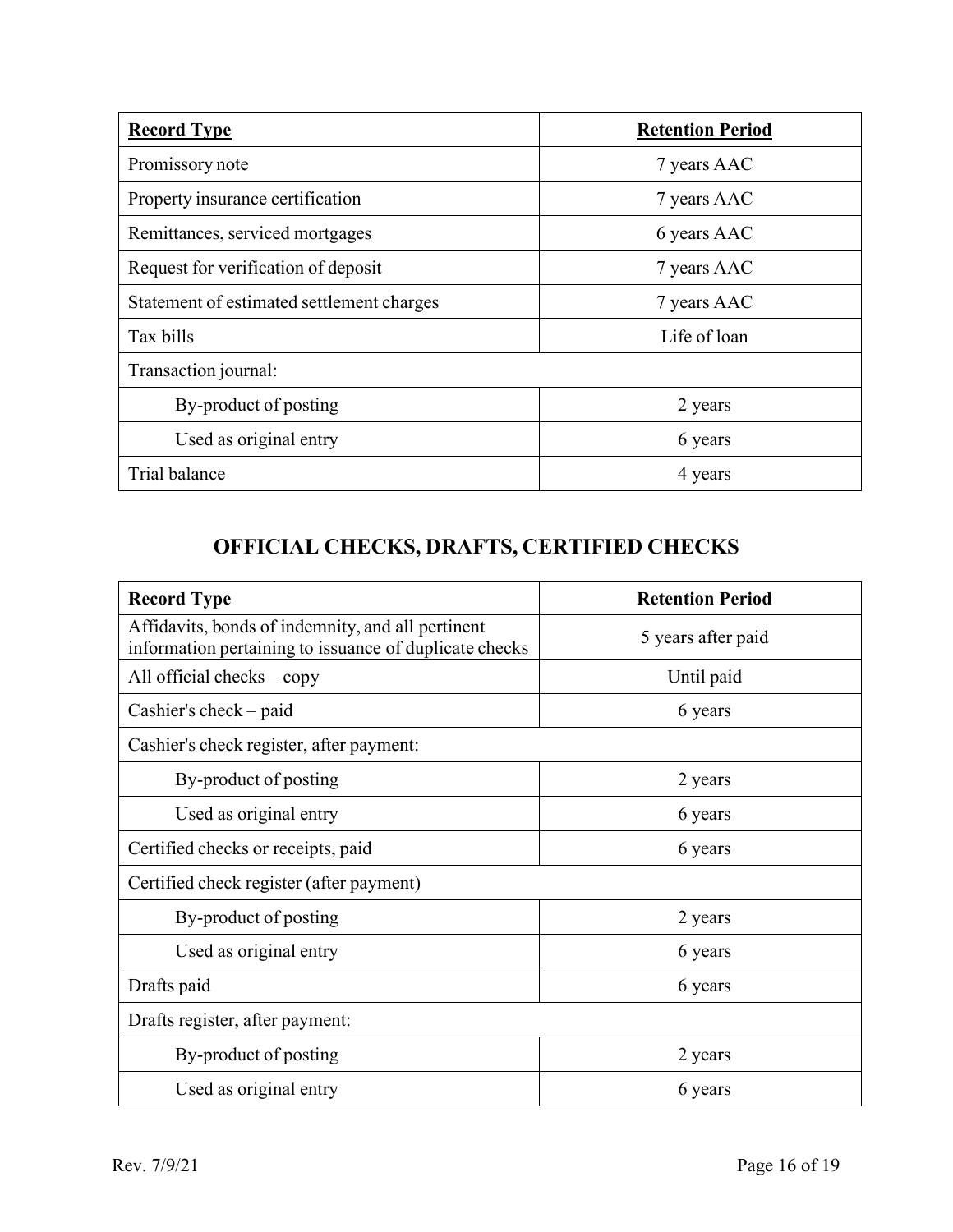| **Record Type** | **Retention Period** |
|---|---|
| Promissory note | 7 years AAC |
| Property insurance certification | 7 years AAC |
| Remittances, serviced mortgages | 6 years AAC |
| Request for verification of deposit | 7 years AAC |
| Statement of estimated settlement charges | 7 years AAC |
| Tax bills | Life of loan |
| Transaction journal: | |
| By-product of posting | 2 years |
| Used as original entry | 6 years |
| Trial balance | 4 years |

## OFFICIAL CHECKS, DRAFTS, CERTIFIED CHECKS

| **Record Type** | **Retention Period** |
|---|---|
| Affidavits, bonds of indemnity, and all pertinent information pertaining to issuance of duplicate checks | 5 years after paid |
| All official checks – copy | Until paid |
| Cashier's check – paid | 6 years |
| Cashier's check register, after payment: | |
| By-product of posting | 2 years |
| Used as original entry | 6 years |
| Certified checks or receipts, paid | 6 years |
| Certified check register (after payment) | |
| By-product of posting | 2 years |
| Used as original entry | 6 years |
| Drafts paid | 6 years |
| Drafts register, after payment: | |
| By-product of posting | 2 years |
| Used as original entry | 6 years |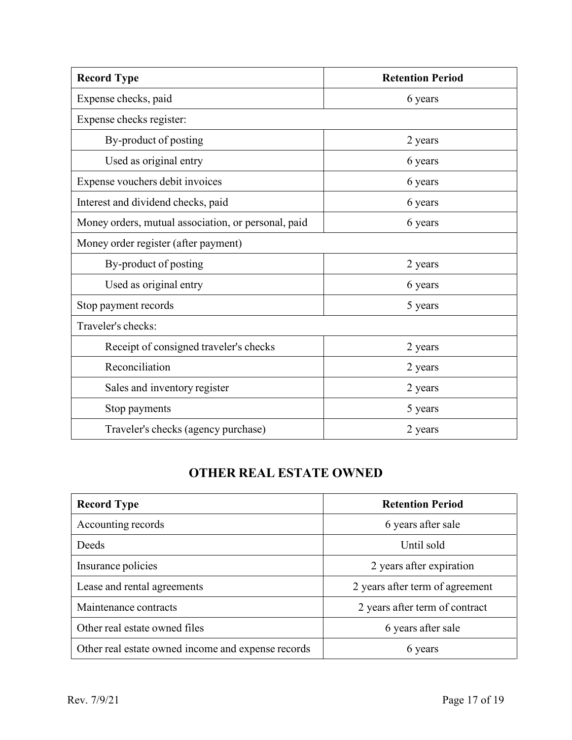| Record Type | Retention Period |
|---|---|
| Expense checks, paid | 6 years |
| Expense checks register: | |
| By-product of posting | 2 years |
| Used as original entry | 6 years |
| Expense vouchers debit invoices | 6 years |
| Interest and dividend checks, paid | 6 years |
| Money orders, mutual association, or personal, paid | 6 years |
| Money order register (after payment) | |
| By-product of posting | 2 years |
| Used as original entry | 6 years |
| Stop payment records | 5 years |
| Traveler's checks: | |
| Receipt of consigned traveler's checks | 2 years |
| Reconciliation | 2 years |
| Sales and inventory register | 2 years |
| Stop payments | 5 years |
| Traveler's checks (agency purchase) | 2 years |

## OTHER REAL ESTATE OWNED

| Record Type | Retention Period |
|---|---|
| Accounting records | 6 years after sale |
| Deeds | Until sold |
| Insurance policies | 2 years after expiration |
| Lease and rental agreements | 2 years after term of agreement |
| Maintenance contracts | 2 years after term of contract |
| Other real estate owned files | 6 years after sale |
| Other real estate owned income and expense records | 6 years |

Rev. 7/9/21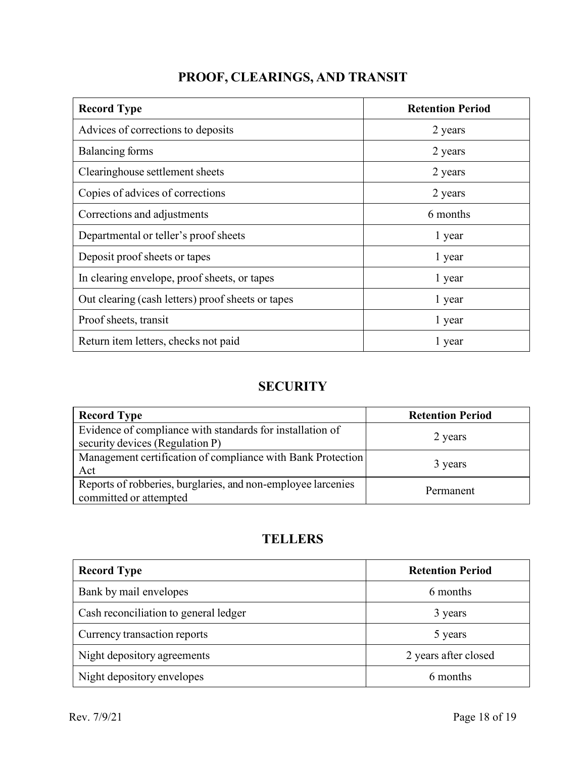## PROOF, CLEARINGS, AND TRANSIT

| Record Type | Retention Period |
|---|---|
| Advices of corrections to deposits | 2 years |
| Balancing forms | 2 years |
| Clearinghouse settlement sheets | 2 years |
| Copies of advices of corrections | 2 years |
| Corrections and adjustments | 6 months |
| Departmental or teller's proof sheets | 1 year |
| Deposit proof sheets or tapes | 1 year |
| In clearing envelope, proof sheets, or tapes | 1 year |
| Out clearing (cash letters) proof sheets or tapes | 1 year |
| Proof sheets, transit | 1 year |
| Return item letters, checks not paid | 1 year |

## SECURITY

| Record Type | Retention Period |
|---|---|
| Evidence of compliance with standards for installation of security devices (Regulation P) | 2 years |
| Management certification of compliance with Bank Protection Act | 3 years |
| Reports of robberies, burglaries, and non-employee larcenies committed or attempted | Permanent |

## TELLERS

| Record Type | Retention Period |
|---|---|
| Bank by mail envelopes | 6 months |
| Cash reconciliation to general ledger | 3 years |
| Currency transaction reports | 5 years |
| Night depository agreements | 2 years after closed |
| Night depository envelopes | 6 months |

Rev. 7/9/21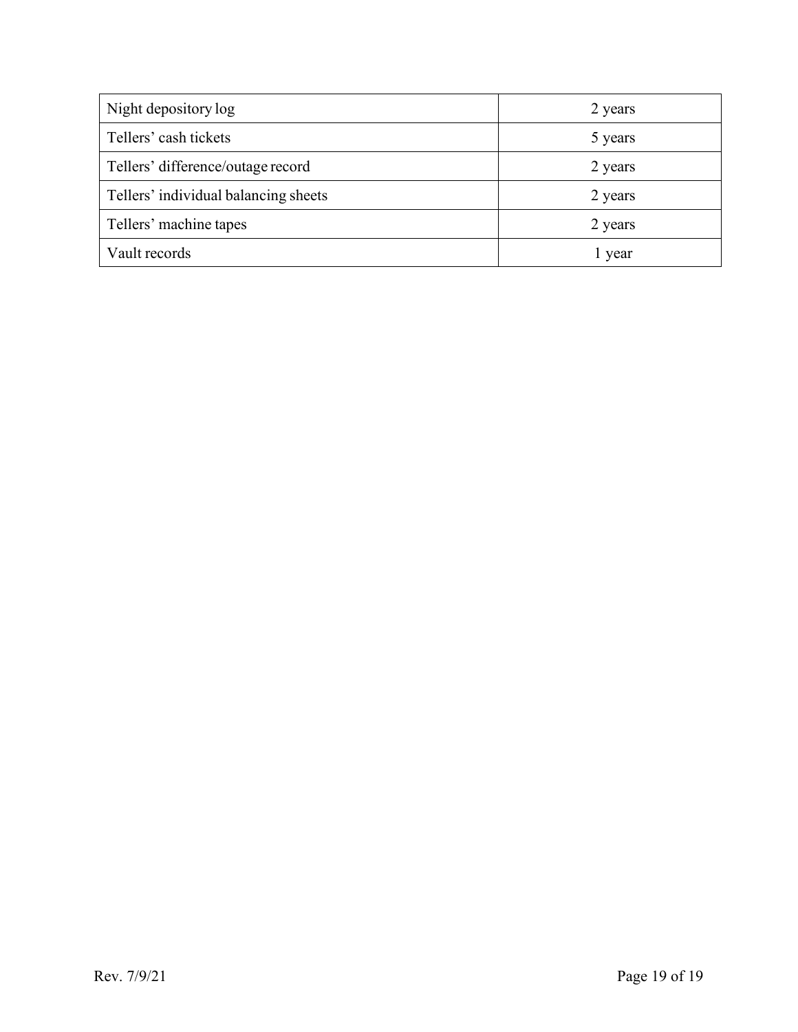| | |
|---|---|
| Night depository log | 2 years |
| Tellers’ cash tickets | 5 years |
| Tellers’ difference/outage record | 2 years |
| Tellers’ individual balancing sheets | 2 years |
| Tellers’ machine tapes | 2 years |
| Vault records | 1 year |

Rev. 7/9/21